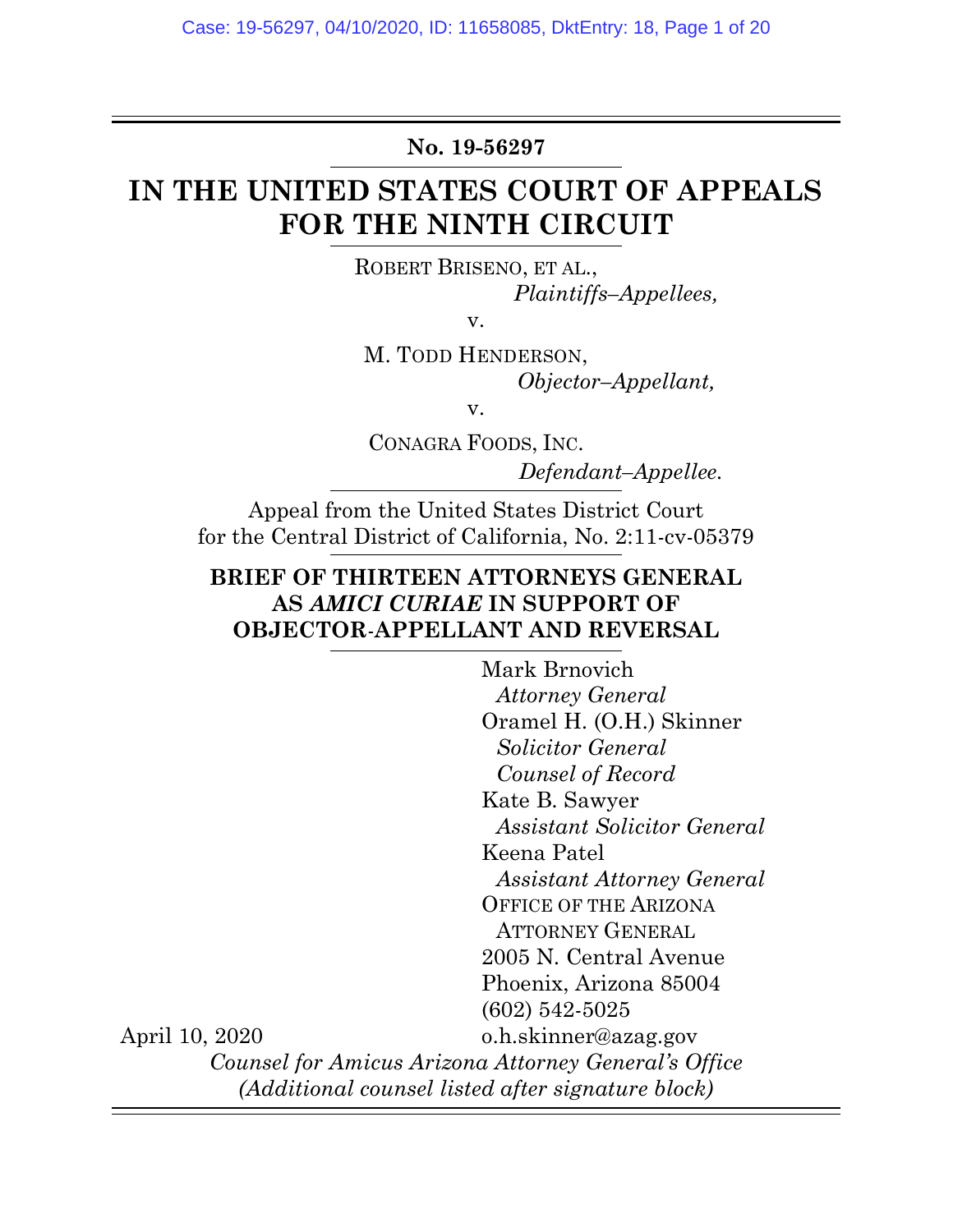**No. 19-56297**

# IN THE UNITED STATES COURT OF APPEALS FOR THE NINTH CIRCUIT

ROBERT BRISENO, ET AL.,
*Plaintiffs–Appellees,*

v.

M. TODD HENDERSON,
*Objector–Appellant,*

v.

CONAGRA FOODS, INC.
*Defendant–Appellee.*

Appeal from the United States District Court for the Central District of California, No. 2:11-cv-05379

**BRIEF OF THIRTEEN ATTORNEYS GENERAL AS *AMICI CURIAE* IN SUPPORT OF OBJECTOR-APPELLANT AND REVERSAL**

Mark Brnovich
*Attorney General*
Oramel H. (O.H.) Skinner
*Solicitor General*
*Counsel of Record*
Kate B. Sawyer
*Assistant Solicitor General*
Keena Patel
*Assistant Attorney General*
OFFICE OF THE ARIZONA ATTORNEY GENERAL
2005 N. Central Avenue
Phoenix, Arizona 85004
(602) 542-5025
o.h.skinner@azag.gov

April 10, 2020

*Counsel for Amicus Arizona Attorney General's Office*
*(Additional counsel listed after signature block)*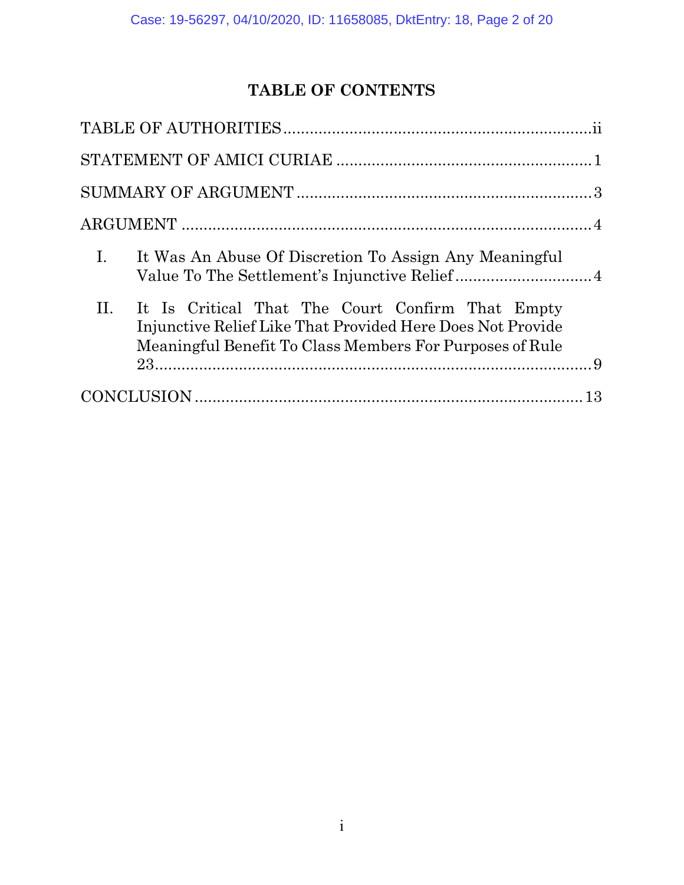# TABLE OF CONTENTS

TABLE OF AUTHORITIES .......................................................................ii

STATEMENT OF AMICI CURIAE ..........................................................1

SUMMARY OF ARGUMENT ..................................................................3

ARGUMENT ..........................................................................................4

I. It Was An Abuse Of Discretion To Assign Any Meaningful Value To The Settlement's Injunctive Relief ...............................4

II. It Is Critical That The Court Confirm That Empty Injunctive Relief Like That Provided Here Does Not Provide Meaningful Benefit To Class Members For Purposes of Rule 23.........................................................................................9

CONCLUSION .......................................................................................13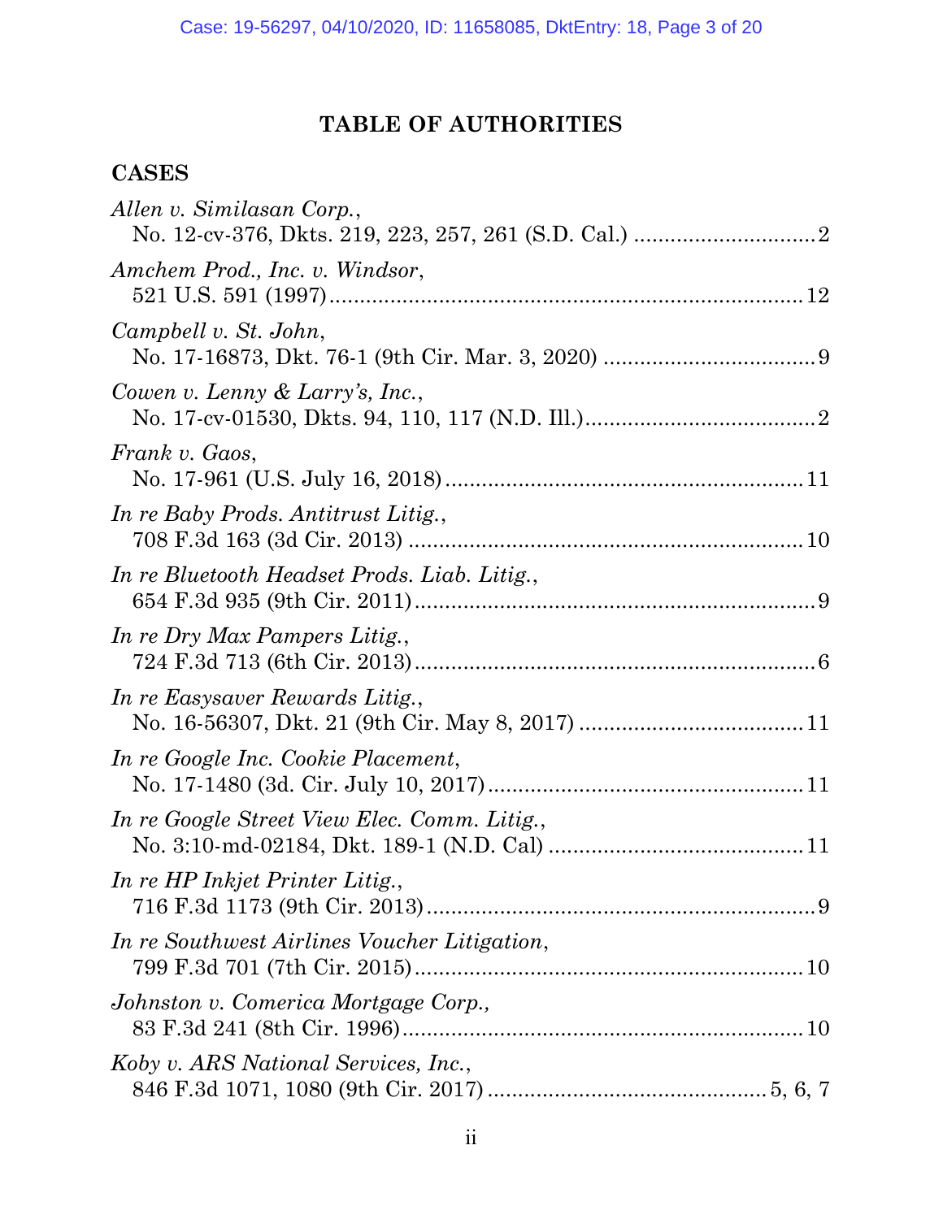## TABLE OF AUTHORITIES

### CASES

*Allen v. Similasan Corp.*,
No. 12-cv-376, Dkts. 219, 223, 257, 261 (S.D. Cal.) .............................. 2

*Amchem Prod., Inc. v. Windsor*,
521 U.S. 591 (1997) .............................................................................. 12

*Campbell v. St. John*,
No. 17-16873, Dkt. 76-1 (9th Cir. Mar. 3, 2020) .................................. 9

*Cowen v. Lenny & Larry's, Inc.*,
No. 17-cv-01530, Dkts. 94, 110, 117 (N.D. Ill.) ...................................... 2

*Frank v. Gaos*,
No. 17-961 (U.S. July 16, 2018) ........................................................... 11

*In re Baby Prods. Antitrust Litig.*,
708 F.3d 163 (3d Cir. 2013) ................................................................. 10

*In re Bluetooth Headset Prods. Liab. Litig.*,
654 F.3d 935 (9th Cir. 2011) ................................................................. 9

*In re Dry Max Pampers Litig.*,
724 F.3d 713 (6th Cir. 2013) ................................................................. 6

*In re Easysaver Rewards Litig.*,
No. 16-56307, Dkt. 21 (9th Cir. May 8, 2017) ..................................... 11

*In re Google Inc. Cookie Placement*,
No. 17-1480 (3d. Cir. July 10, 2017) .................................................... 11

*In re Google Street View Elec. Comm. Litig.*,
No. 3:10-md-02184, Dkt. 189-1 (N.D. Cal) .......................................... 11

*In re HP Inkjet Printer Litig.*,
716 F.3d 1173 (9th Cir. 2013) ................................................................ 9

*In re Southwest Airlines Voucher Litigation*,
799 F.3d 701 (7th Cir. 2015) ............................................................... 10

*Johnston v. Comerica Mortgage Corp.*,
83 F.3d 241 (8th Cir. 1996) .................................................................. 10

*Koby v. ARS National Services, Inc.*,
846 F.3d 1071, 1080 (9th Cir. 2017) .............................................. 5, 6, 7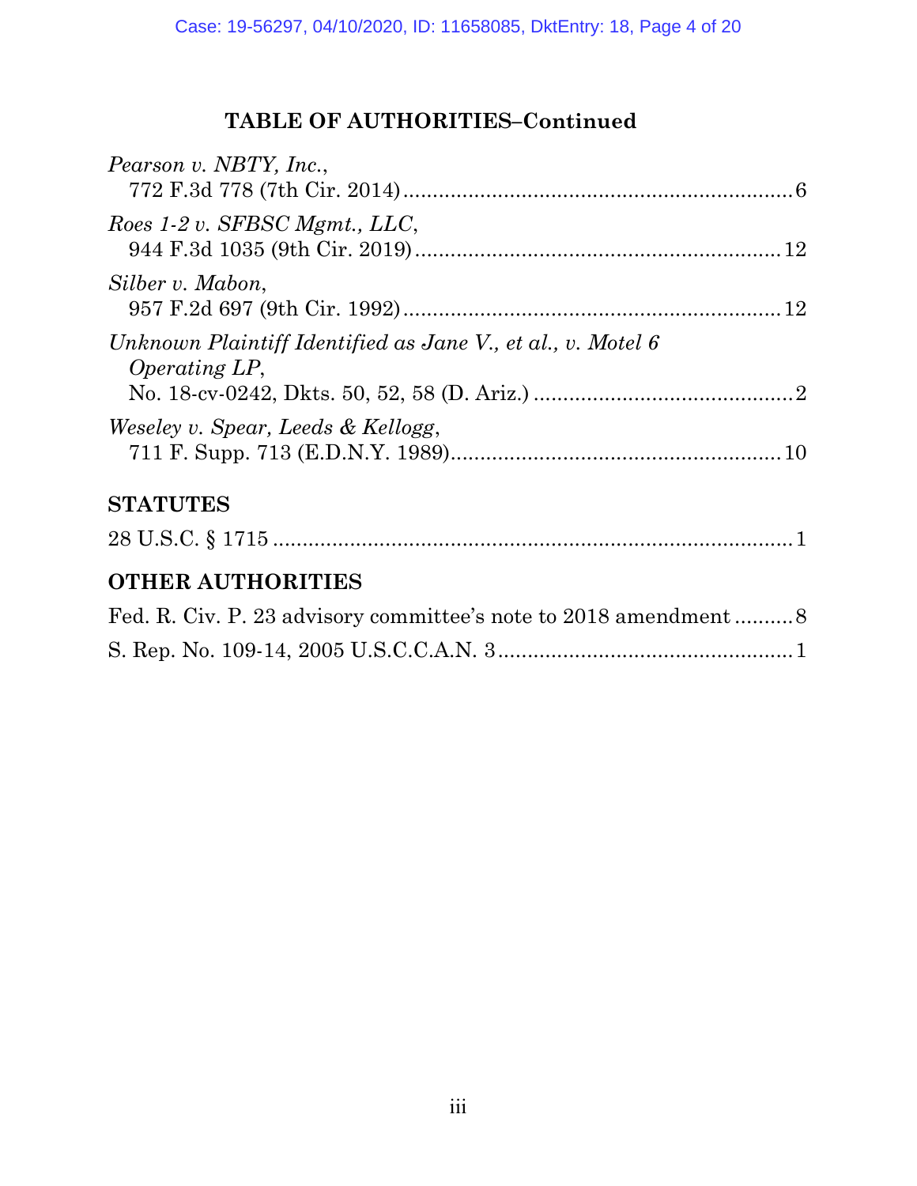## TABLE OF AUTHORITIES–Continued

*Pearson v. NBTY, Inc.*,
772 F.3d 778 (7th Cir. 2014) .................................................................. 6

*Roes 1-2 v. SFBSC Mgmt., LLC*,
944 F.3d 1035 (9th Cir. 2019) .............................................................. 12

*Silber v. Mabon*,
957 F.2d 697 (9th Cir. 1992) ................................................................ 12

*Unknown Plaintiff Identified as Jane V., et al., v. Motel 6 Operating LP*,
No. 18-cv-0242, Dkts. 50, 52, 58 (D. Ariz.) ............................................ 2

*Weseley v. Spear, Leeds & Kellogg*,
711 F. Supp. 713 (E.D.N.Y. 1989) ........................................................ 10

### STATUTES

28 U.S.C. § 1715 ......................................................................................... 1

### OTHER AUTHORITIES

Fed. R. Civ. P. 23 advisory committee's note to 2018 amendment .......... 8

S. Rep. No. 109-14, 2005 U.S.C.C.A.N. 3 .................................................. 1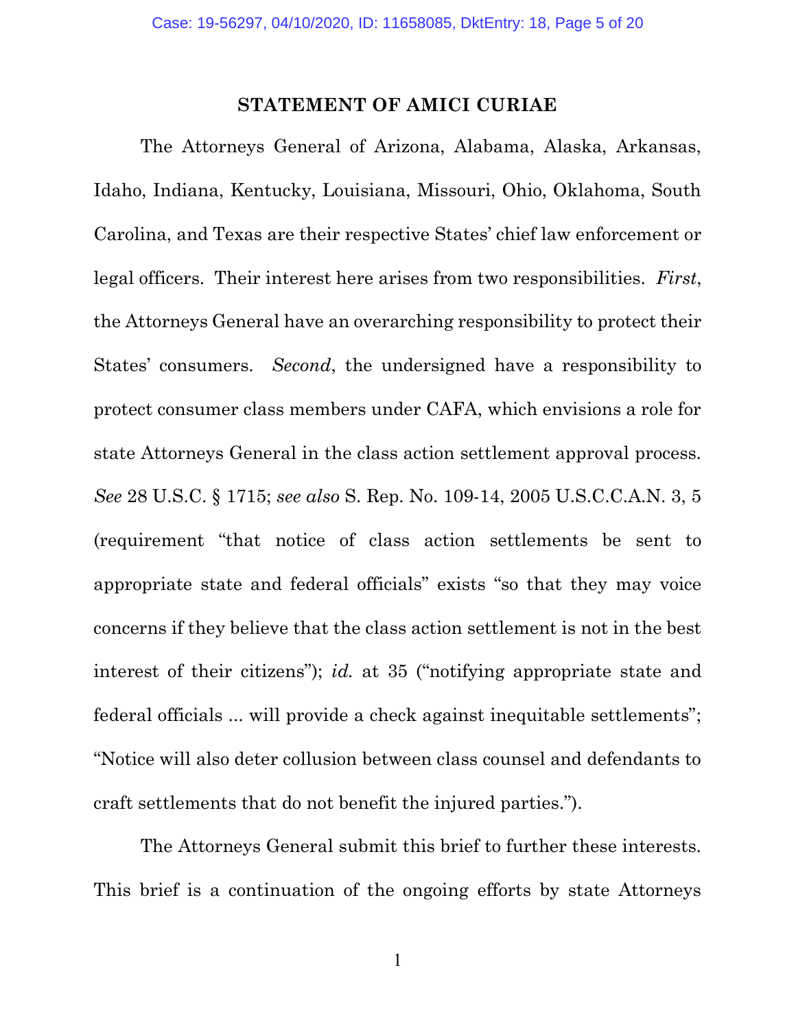## STATEMENT OF AMICI CURIAE

The Attorneys General of Arizona, Alabama, Alaska, Arkansas, Idaho, Indiana, Kentucky, Louisiana, Missouri, Ohio, Oklahoma, South Carolina, and Texas are their respective States' chief law enforcement or legal officers. Their interest here arises from two responsibilities. *First*, the Attorneys General have an overarching responsibility to protect their States' consumers. *Second*, the undersigned have a responsibility to protect consumer class members under CAFA, which envisions a role for state Attorneys General in the class action settlement approval process. *See* 28 U.S.C. § 1715; *see also* S. Rep. No. 109-14, 2005 U.S.C.C.A.N. 3, 5 (requirement "that notice of class action settlements be sent to appropriate state and federal officials" exists "so that they may voice concerns if they believe that the class action settlement is not in the best interest of their citizens"); *id.* at 35 ("notifying appropriate state and federal officials ... will provide a check against inequitable settlements"; "Notice will also deter collusion between class counsel and defendants to craft settlements that do not benefit the injured parties.").

The Attorneys General submit this brief to further these interests. This brief is a continuation of the ongoing efforts by state Attorneys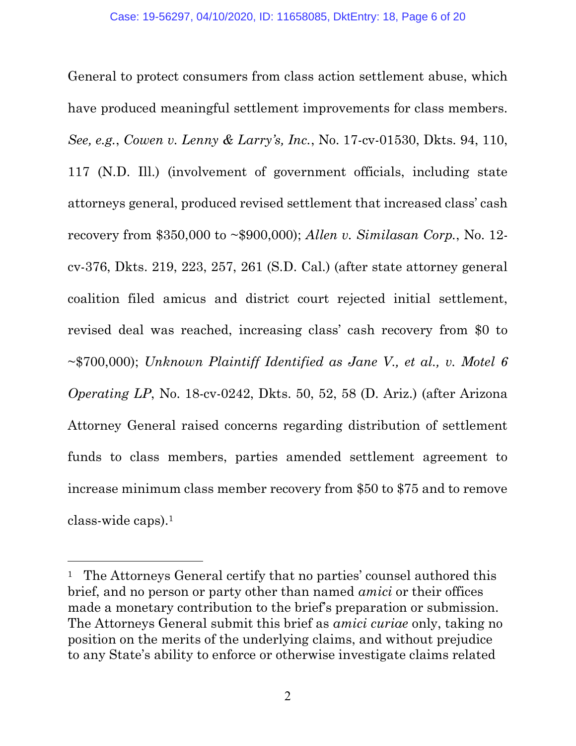General to protect consumers from class action settlement abuse, which have produced meaningful settlement improvements for class members. *See, e.g.*, *Cowen v. Lenny & Larry's, Inc.*, No. 17-cv-01530, Dkts. 94, 110, 117 (N.D. Ill.) (involvement of government officials, including state attorneys general, produced revised settlement that increased class' cash recovery from \$350,000 to ~\$900,000); *Allen v. Similasan Corp.*, No. 12-cv-376, Dkts. 219, 223, 257, 261 (S.D. Cal.) (after state attorney general coalition filed amicus and district court rejected initial settlement, revised deal was reached, increasing class' cash recovery from \$0 to ~\$700,000); *Unknown Plaintiff Identified as Jane V., et al., v. Motel 6 Operating LP*, No. 18-cv-0242, Dkts. 50, 52, 58 (D. Ariz.) (after Arizona Attorney General raised concerns regarding distribution of settlement funds to class members, parties amended settlement agreement to increase minimum class member recovery from \$50 to \$75 and to remove class-wide caps).[1]

---

[1] The Attorneys General certify that no parties' counsel authored this brief, and no person or party other than named *amici* or their offices made a monetary contribution to the brief's preparation or submission. The Attorneys General submit this brief as *amici curiae* only, taking no position on the merits of the underlying claims, and without prejudice to any State's ability to enforce or otherwise investigate claims related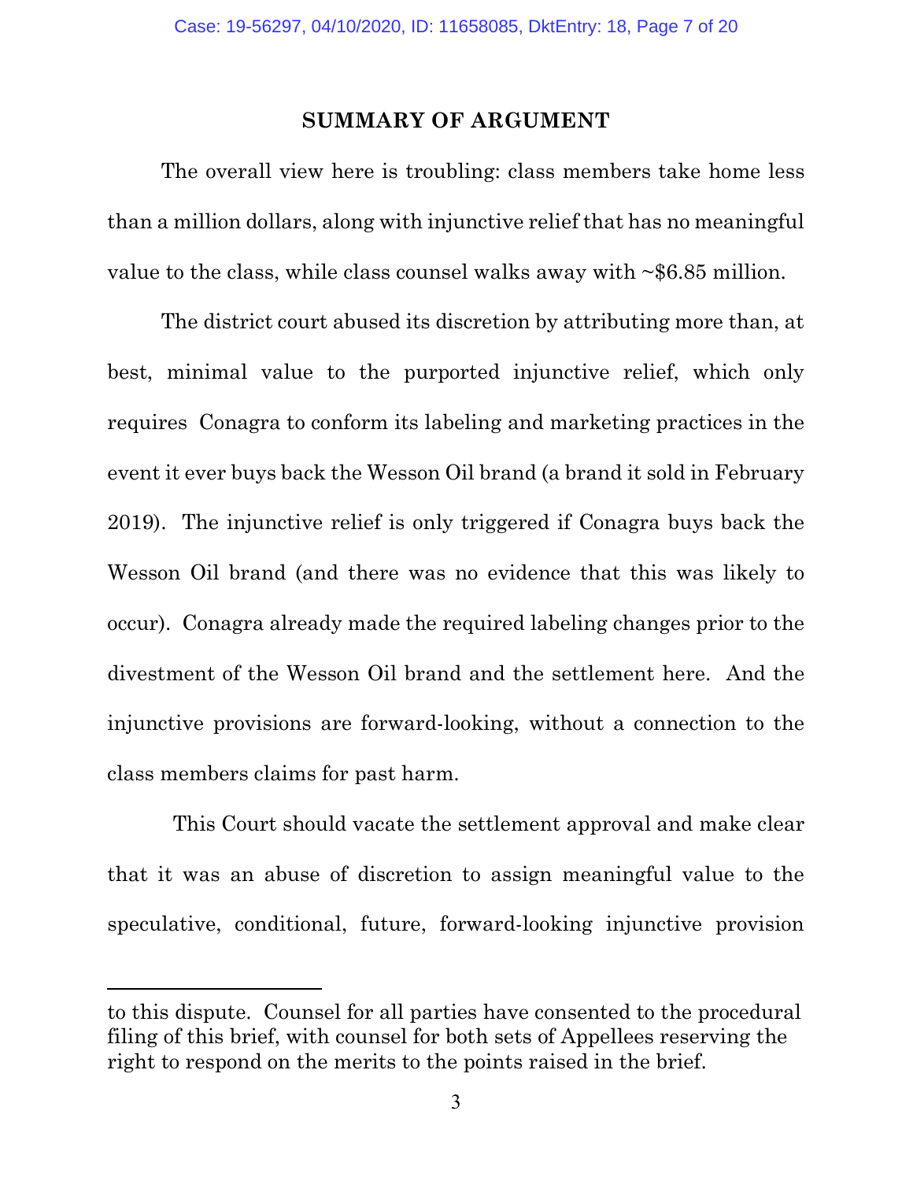## SUMMARY OF ARGUMENT

The overall view here is troubling: class members take home less than a million dollars, along with injunctive relief that has no meaningful value to the class, while class counsel walks away with ~$6.85 million.

The district court abused its discretion by attributing more than, at best, minimal value to the purported injunctive relief, which only requires Conagra to conform its labeling and marketing practices in the event it ever buys back the Wesson Oil brand (a brand it sold in February 2019). The injunctive relief is only triggered if Conagra buys back the Wesson Oil brand (and there was no evidence that this was likely to occur). Conagra already made the required labeling changes prior to the divestment of the Wesson Oil brand and the settlement here. And the injunctive provisions are forward-looking, without a connection to the class members claims for past harm.

This Court should vacate the settlement approval and make clear that it was an abuse of discretion to assign meaningful value to the speculative, conditional, future, forward-looking injunctive provision

---

to this dispute. Counsel for all parties have consented to the procedural filing of this brief, with counsel for both sets of Appellees reserving the right to respond on the merits to the points raised in the brief.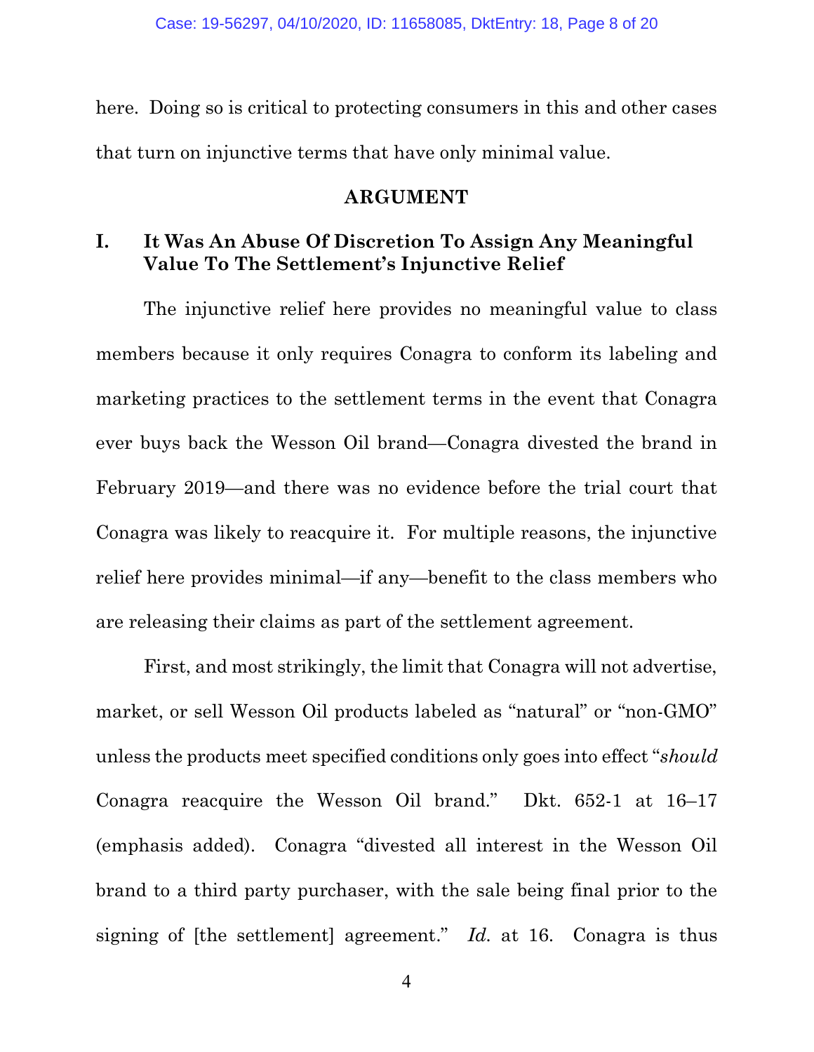here. Doing so is critical to protecting consumers in this and other cases that turn on injunctive terms that have only minimal value.

## ARGUMENT

### I. It Was An Abuse Of Discretion To Assign Any Meaningful Value To The Settlement's Injunctive Relief

The injunctive relief here provides no meaningful value to class members because it only requires Conagra to conform its labeling and marketing practices to the settlement terms in the event that Conagra ever buys back the Wesson Oil brand—Conagra divested the brand in February 2019—and there was no evidence before the trial court that Conagra was likely to reacquire it. For multiple reasons, the injunctive relief here provides minimal—if any—benefit to the class members who are releasing their claims as part of the settlement agreement.

First, and most strikingly, the limit that Conagra will not advertise, market, or sell Wesson Oil products labeled as "natural" or "non-GMO" unless the products meet specified conditions only goes into effect "*should* Conagra reacquire the Wesson Oil brand." Dkt. 652-1 at 16–17 (emphasis added). Conagra "divested all interest in the Wesson Oil brand to a third party purchaser, with the sale being final prior to the signing of [the settlement] agreement." *Id.* at 16. Conagra is thus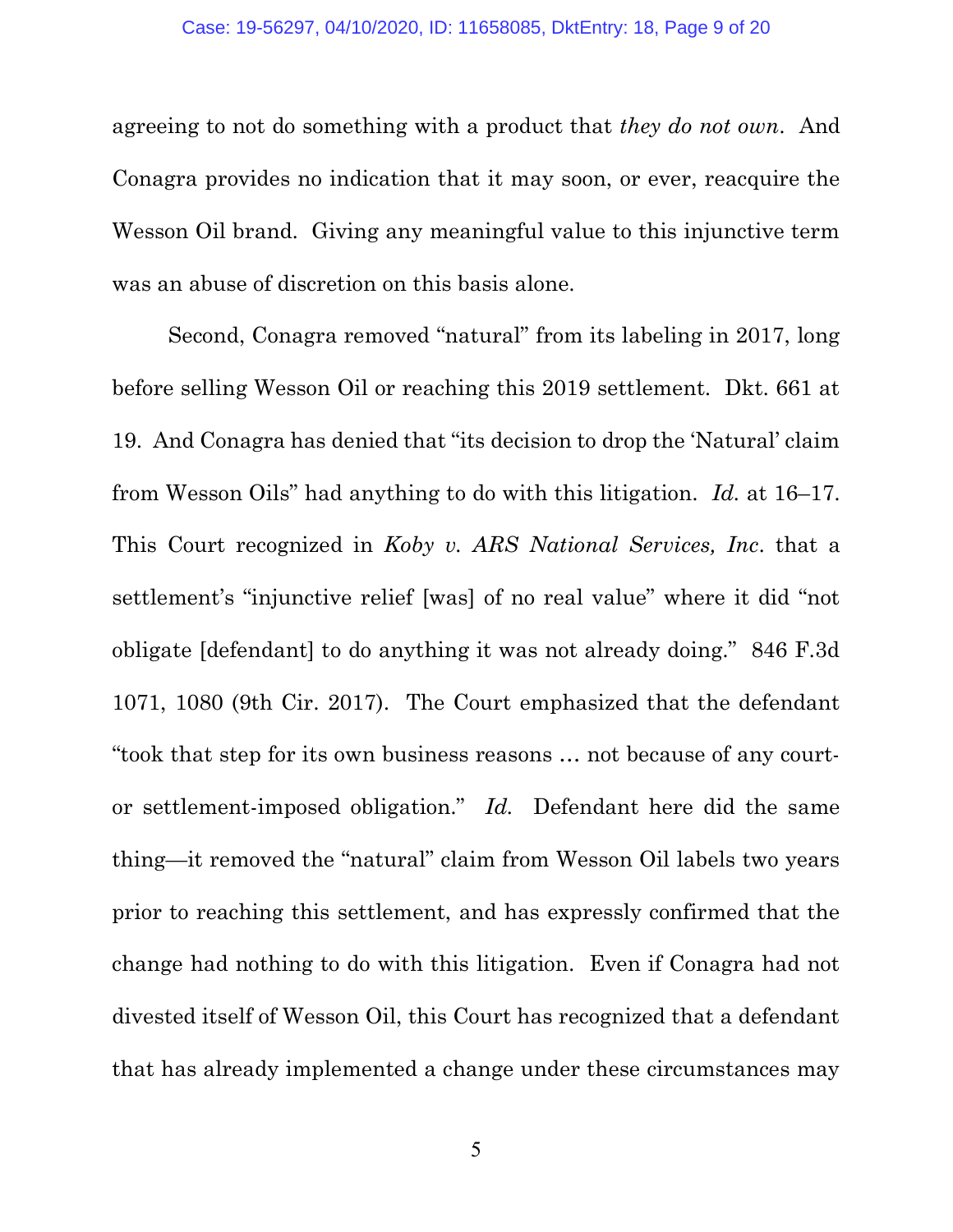agreeing to not do something with a product that *they do not own*. And Conagra provides no indication that it may soon, or ever, reacquire the Wesson Oil brand. Giving any meaningful value to this injunctive term was an abuse of discretion on this basis alone.

Second, Conagra removed "natural" from its labeling in 2017, long before selling Wesson Oil or reaching this 2019 settlement. Dkt. 661 at 19. And Conagra has denied that "its decision to drop the 'Natural' claim from Wesson Oils" had anything to do with this litigation. *Id.* at 16–17. This Court recognized in *Koby v. ARS National Services, Inc*. that a settlement's "injunctive relief [was] of no real value" where it did "not obligate [defendant] to do anything it was not already doing." 846 F.3d 1071, 1080 (9th Cir. 2017). The Court emphasized that the defendant "took that step for its own business reasons … not because of any court- or settlement-imposed obligation." *Id.* Defendant here did the same thing—it removed the "natural" claim from Wesson Oil labels two years prior to reaching this settlement, and has expressly confirmed that the change had nothing to do with this litigation. Even if Conagra had not divested itself of Wesson Oil, this Court has recognized that a defendant that has already implemented a change under these circumstances may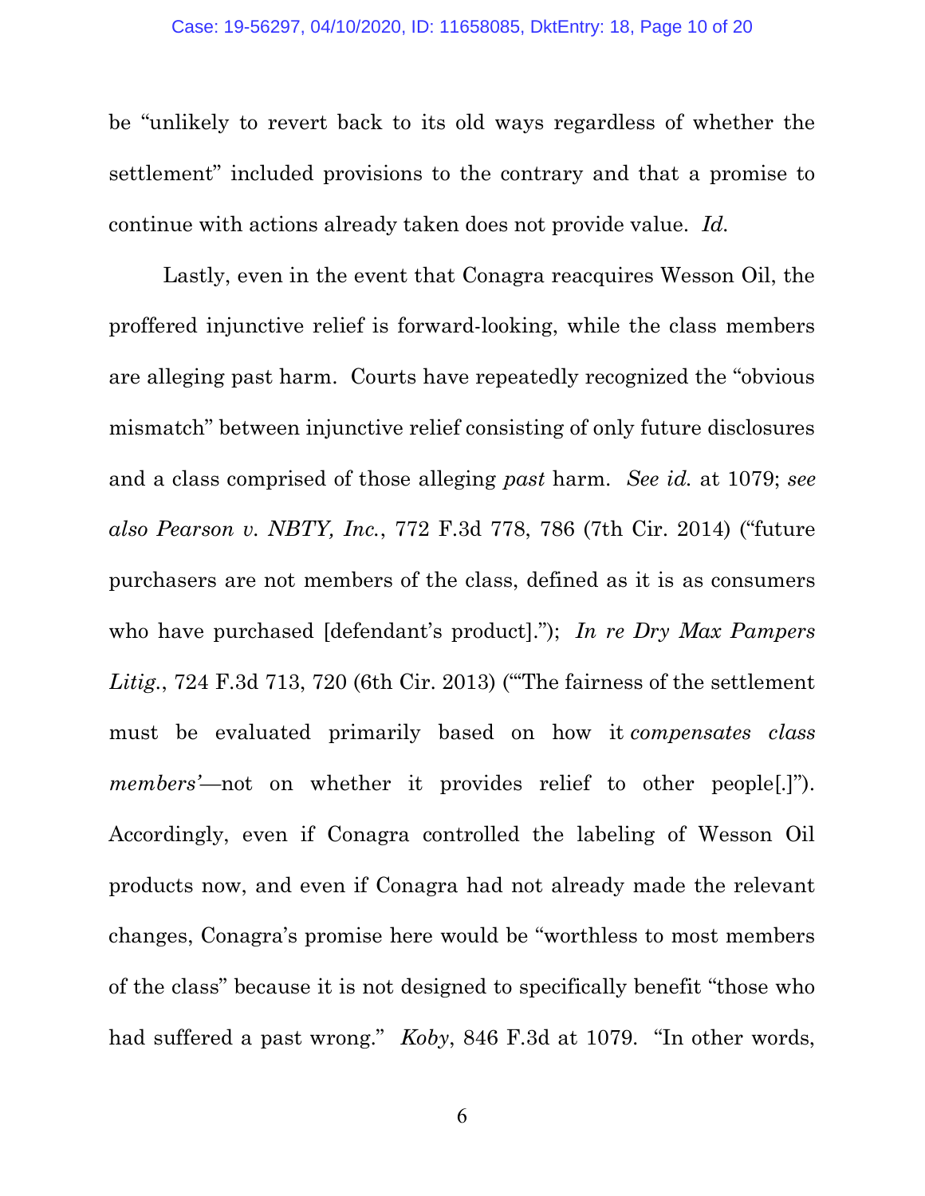be "unlikely to revert back to its old ways regardless of whether the settlement" included provisions to the contrary and that a promise to continue with actions already taken does not provide value. *Id.*

Lastly, even in the event that Conagra reacquires Wesson Oil, the proffered injunctive relief is forward-looking, while the class members are alleging past harm. Courts have repeatedly recognized the "obvious mismatch" between injunctive relief consisting of only future disclosures and a class comprised of those alleging *past* harm. *See id.* at 1079; *see also Pearson v. NBTY, Inc.*, 772 F.3d 778, 786 (7th Cir. 2014) ("future purchasers are not members of the class, defined as it is as consumers who have purchased [defendant's product]."); *In re Dry Max Pampers Litig.*, 724 F.3d 713, 720 (6th Cir. 2013) ("'The fairness of the settlement must be evaluated primarily based on how it *compensates class members'*—not on whether it provides relief to other people[.]"). Accordingly, even if Conagra controlled the labeling of Wesson Oil products now, and even if Conagra had not already made the relevant changes, Conagra's promise here would be "worthless to most members of the class" because it is not designed to specifically benefit "those who had suffered a past wrong." *Koby*, 846 F.3d at 1079. "In other words,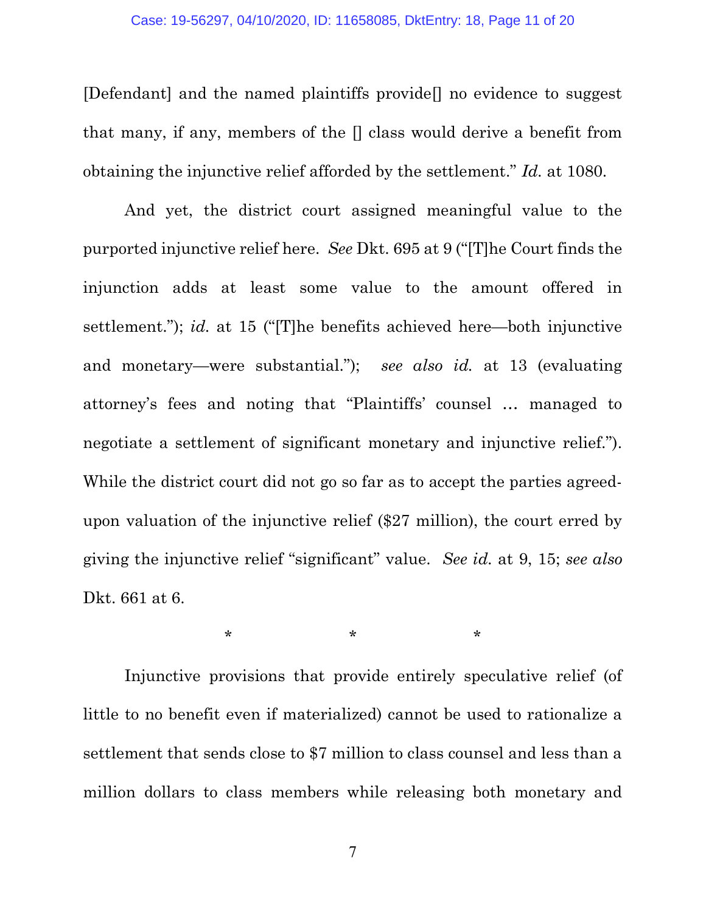[Defendant] and the named plaintiffs provide[] no evidence to suggest that many, if any, members of the [] class would derive a benefit from obtaining the injunctive relief afforded by the settlement." *Id.* at 1080.

And yet, the district court assigned meaningful value to the purported injunctive relief here. *See* Dkt. 695 at 9 ("[T]he Court finds the injunction adds at least some value to the amount offered in settlement."); *id.* at 15 ("[T]he benefits achieved here—both injunctive and monetary—were substantial."); *see also id.* at 13 (evaluating attorney's fees and noting that "Plaintiffs' counsel … managed to negotiate a settlement of significant monetary and injunctive relief."). While the district court did not go so far as to accept the parties agreed-upon valuation of the injunctive relief ($27 million), the court erred by giving the injunctive relief "significant" value. *See id.* at 9, 15; *see also* Dkt. 661 at 6.

\* \* \*

Injunctive provisions that provide entirely speculative relief (of little to no benefit even if materialized) cannot be used to rationalize a settlement that sends close to $7 million to class counsel and less than a million dollars to class members while releasing both monetary and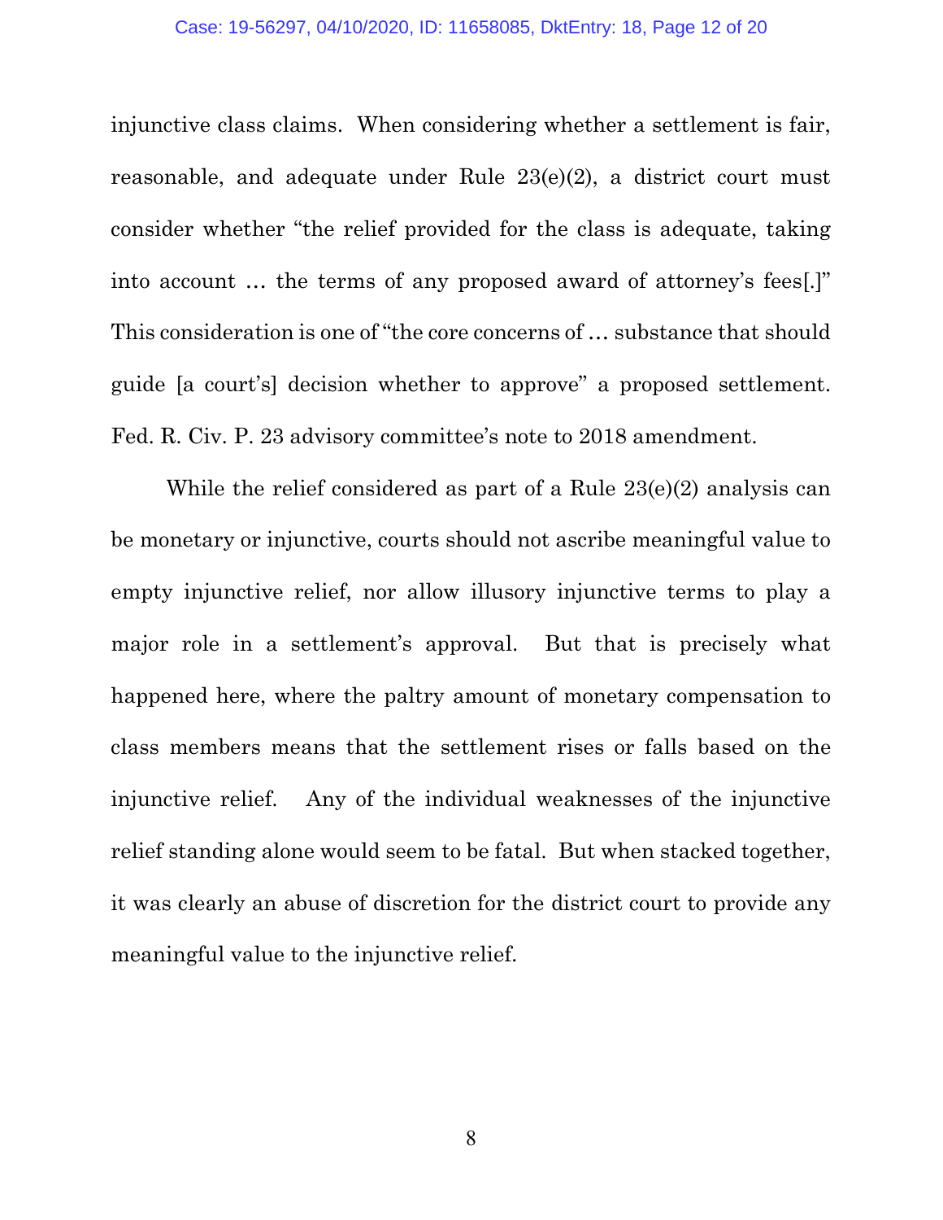injunctive class claims. When considering whether a settlement is fair, reasonable, and adequate under Rule 23(e)(2), a district court must consider whether "the relief provided for the class is adequate, taking into account … the terms of any proposed award of attorney's fees[.]" This consideration is one of "the core concerns of … substance that should guide [a court's] decision whether to approve" a proposed settlement. Fed. R. Civ. P. 23 advisory committee's note to 2018 amendment.

While the relief considered as part of a Rule 23(e)(2) analysis can be monetary or injunctive, courts should not ascribe meaningful value to empty injunctive relief, nor allow illusory injunctive terms to play a major role in a settlement's approval. But that is precisely what happened here, where the paltry amount of monetary compensation to class members means that the settlement rises or falls based on the injunctive relief. Any of the individual weaknesses of the injunctive relief standing alone would seem to be fatal. But when stacked together, it was clearly an abuse of discretion for the district court to provide any meaningful value to the injunctive relief.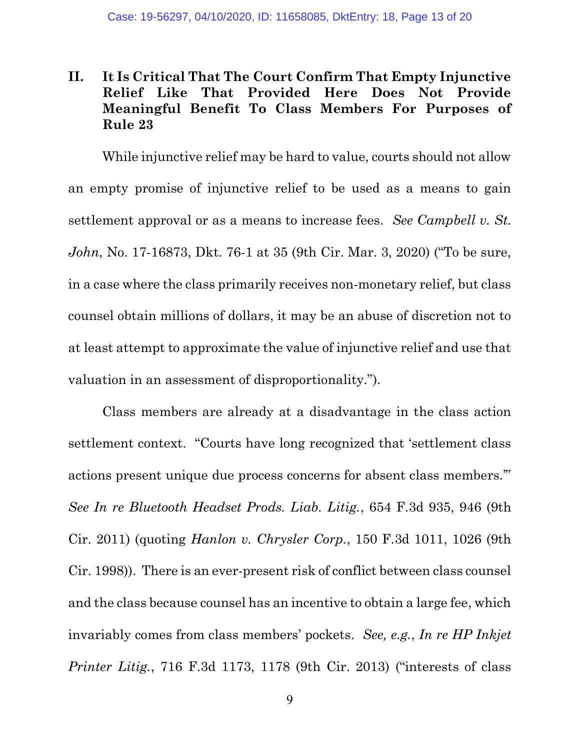## II. It Is Critical That The Court Confirm That Empty Injunctive Relief Like That Provided Here Does Not Provide Meaningful Benefit To Class Members For Purposes of Rule 23

While injunctive relief may be hard to value, courts should not allow an empty promise of injunctive relief to be used as a means to gain settlement approval or as a means to increase fees. *See Campbell v. St. John*, No. 17-16873, Dkt. 76-1 at 35 (9th Cir. Mar. 3, 2020) ("To be sure, in a case where the class primarily receives non-monetary relief, but class counsel obtain millions of dollars, it may be an abuse of discretion not to at least attempt to approximate the value of injunctive relief and use that valuation in an assessment of disproportionality.").

Class members are already at a disadvantage in the class action settlement context. "Courts have long recognized that 'settlement class actions present unique due process concerns for absent class members.'" *See In re Bluetooth Headset Prods. Liab. Litig.*, 654 F.3d 935, 946 (9th Cir. 2011) (quoting *Hanlon v. Chrysler Corp.*, 150 F.3d 1011, 1026 (9th Cir. 1998)). There is an ever-present risk of conflict between class counsel and the class because counsel has an incentive to obtain a large fee, which invariably comes from class members' pockets. *See, e.g.*, *In re HP Inkjet Printer Litig.*, 716 F.3d 1173, 1178 (9th Cir. 2013) ("interests of class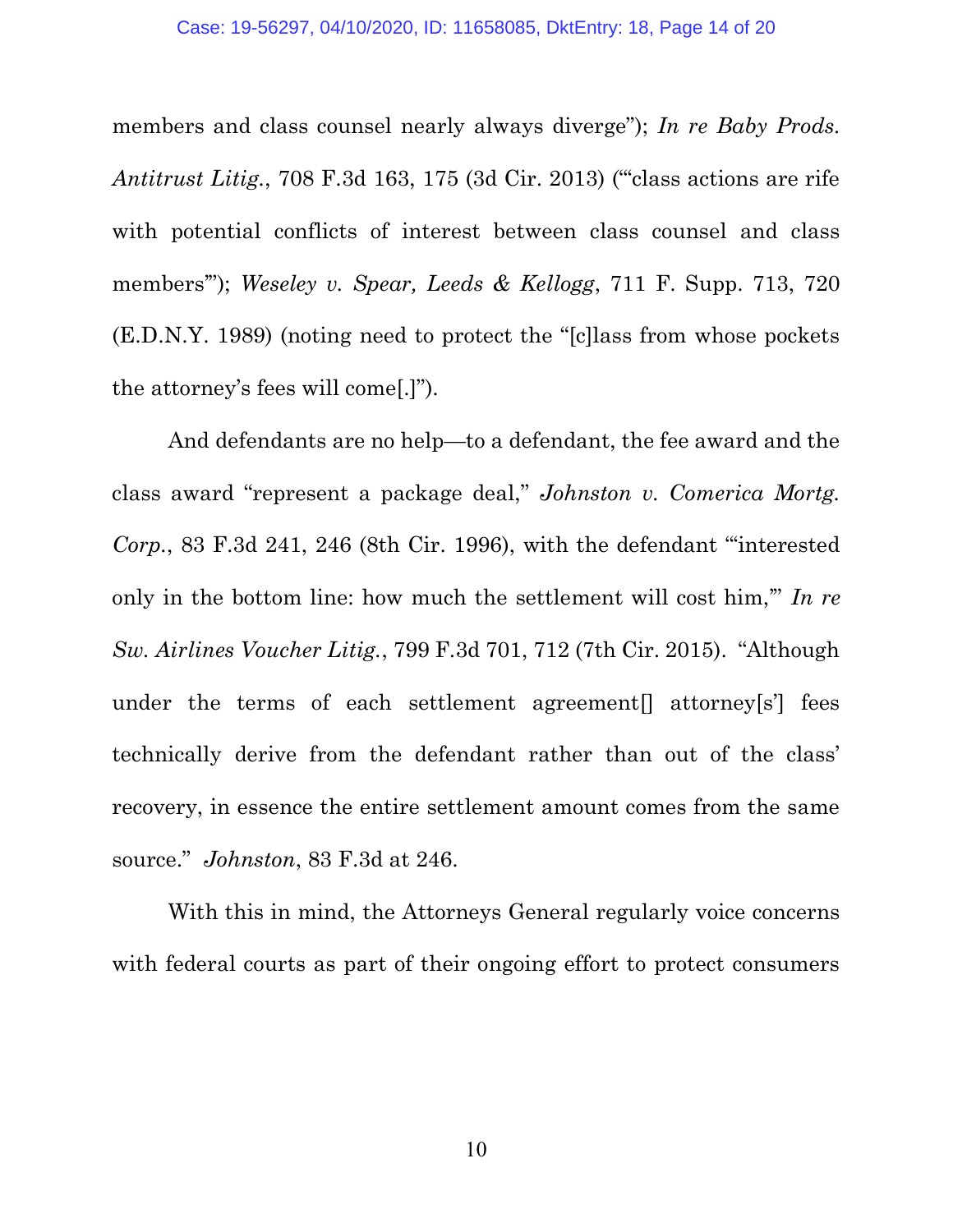members and class counsel nearly always diverge"); *In re Baby Prods. Antitrust Litig.*, 708 F.3d 163, 175 (3d Cir. 2013) ("'class actions are rife with potential conflicts of interest between class counsel and class members'"); *Weseley v. Spear, Leeds & Kellogg*, 711 F. Supp. 713, 720 (E.D.N.Y. 1989) (noting need to protect the "[c]lass from whose pockets the attorney's fees will come[.]").

And defendants are no help—to a defendant, the fee award and the class award "represent a package deal," *Johnston v. Comerica Mortg. Corp.*, 83 F.3d 241, 246 (8th Cir. 1996), with the defendant "'interested only in the bottom line: how much the settlement will cost him,'" *In re Sw. Airlines Voucher Litig.*, 799 F.3d 701, 712 (7th Cir. 2015). "Although under the terms of each settlement agreement[] attorney[s'] fees technically derive from the defendant rather than out of the class' recovery, in essence the entire settlement amount comes from the same source." *Johnston*, 83 F.3d at 246.

With this in mind, the Attorneys General regularly voice concerns with federal courts as part of their ongoing effort to protect consumers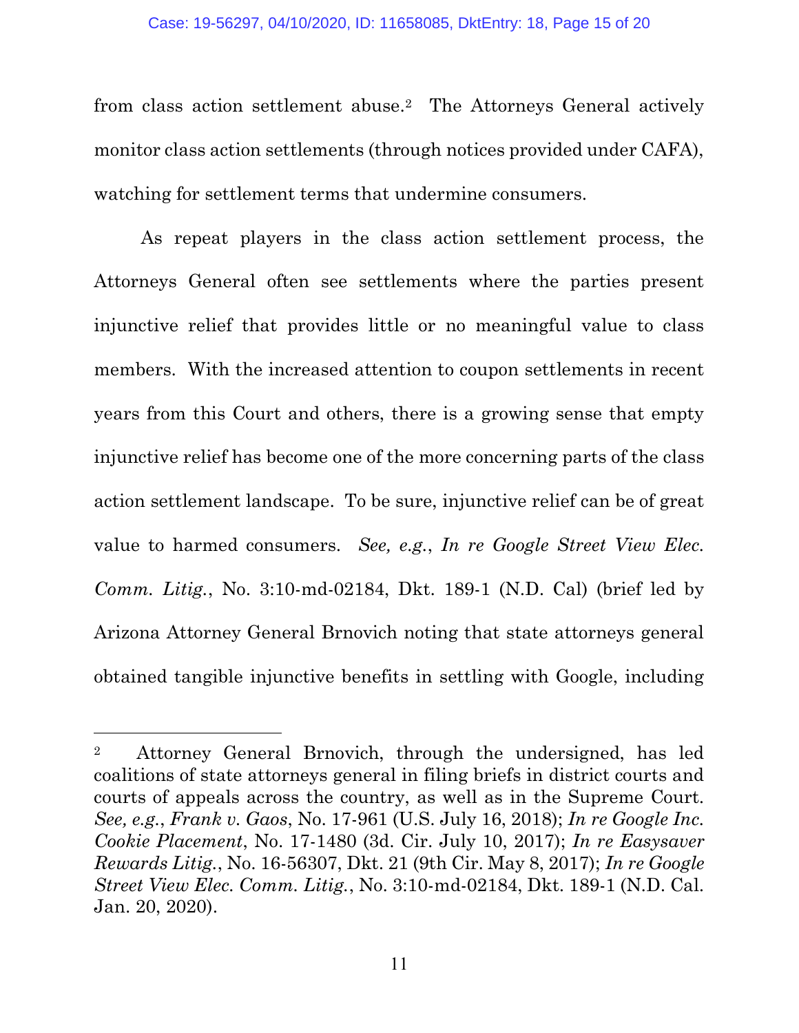from class action settlement abuse.[2] The Attorneys General actively monitor class action settlements (through notices provided under CAFA), watching for settlement terms that undermine consumers.

As repeat players in the class action settlement process, the Attorneys General often see settlements where the parties present injunctive relief that provides little or no meaningful value to class members. With the increased attention to coupon settlements in recent years from this Court and others, there is a growing sense that empty injunctive relief has become one of the more concerning parts of the class action settlement landscape. To be sure, injunctive relief can be of great value to harmed consumers. *See, e.g.*, *In re Google Street View Elec. Comm. Litig.*, No. 3:10-md-02184, Dkt. 189-1 (N.D. Cal) (brief led by Arizona Attorney General Brnovich noting that state attorneys general obtained tangible injunctive benefits in settling with Google, including

---

[2] Attorney General Brnovich, through the undersigned, has led coalitions of state attorneys general in filing briefs in district courts and courts of appeals across the country, as well as in the Supreme Court. *See, e.g.*, *Frank v. Gaos*, No. 17-961 (U.S. July 16, 2018); *In re Google Inc. Cookie Placement*, No. 17-1480 (3d. Cir. July 10, 2017); *In re Easysaver Rewards Litig.*, No. 16-56307, Dkt. 21 (9th Cir. May 8, 2017); *In re Google Street View Elec. Comm. Litig.*, No. 3:10-md-02184, Dkt. 189-1 (N.D. Cal. Jan. 20, 2020).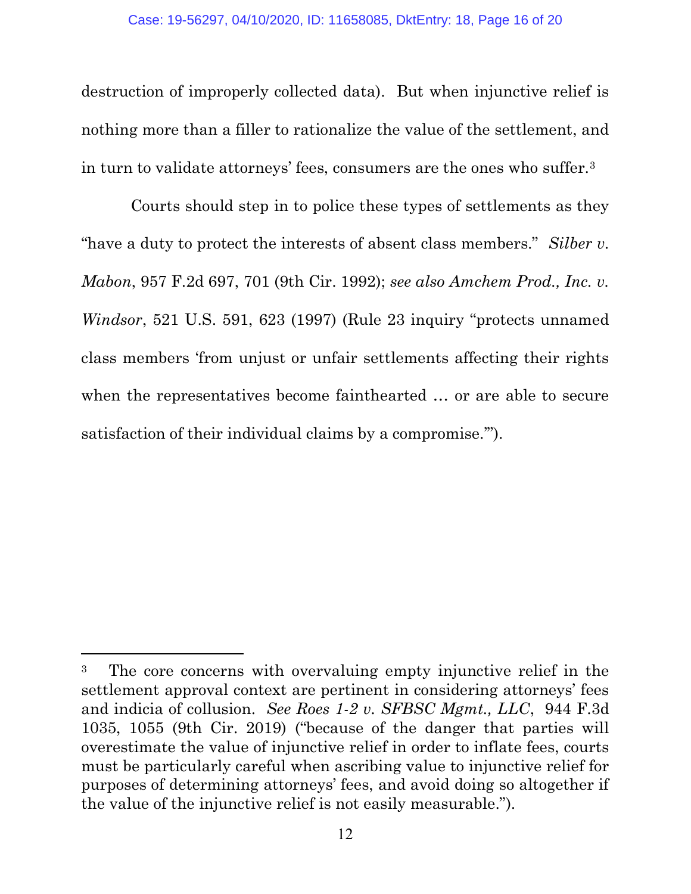destruction of improperly collected data). But when injunctive relief is nothing more than a filler to rationalize the value of the settlement, and in turn to validate attorneys' fees, consumers are the ones who suffer.[3]

Courts should step in to police these types of settlements as they "have a duty to protect the interests of absent class members." *Silber v. Mabon*, 957 F.2d 697, 701 (9th Cir. 1992); *see also Amchem Prod., Inc. v. Windsor*, 521 U.S. 591, 623 (1997) (Rule 23 inquiry "protects unnamed class members 'from unjust or unfair settlements affecting their rights when the representatives become fainthearted … or are able to secure satisfaction of their individual claims by a compromise.'").

---

[3] The core concerns with overvaluing empty injunctive relief in the settlement approval context are pertinent in considering attorneys' fees and indicia of collusion. *See Roes 1-2 v. SFBSC Mgmt., LLC*, 944 F.3d 1035, 1055 (9th Cir. 2019) ("because of the danger that parties will overestimate the value of injunctive relief in order to inflate fees, courts must be particularly careful when ascribing value to injunctive relief for purposes of determining attorneys' fees, and avoid doing so altogether if the value of the injunctive relief is not easily measurable.").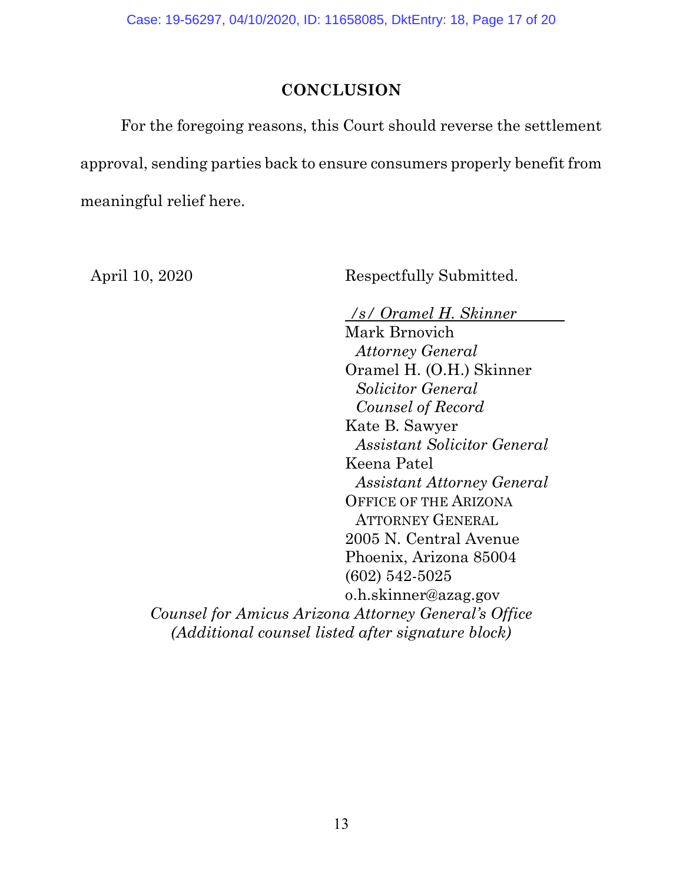## CONCLUSION

For the foregoing reasons, this Court should reverse the settlement approval, sending parties back to ensure consumers properly benefit from meaningful relief here.

April 10, 2020

Respectfully Submitted.

*/s/ Oramel H. Skinner*
Mark Brnovich
*Attorney General*
Oramel H. (O.H.) Skinner
*Solicitor General*
*Counsel of Record*
Kate B. Sawyer
*Assistant Solicitor General*
Keena Patel
*Assistant Attorney General*
OFFICE OF THE ARIZONA ATTORNEY GENERAL
2005 N. Central Avenue
Phoenix, Arizona 85004
(602) 542-5025
o.h.skinner@azag.gov

*Counsel for Amicus Arizona Attorney General's Office*
*(Additional counsel listed after signature block)*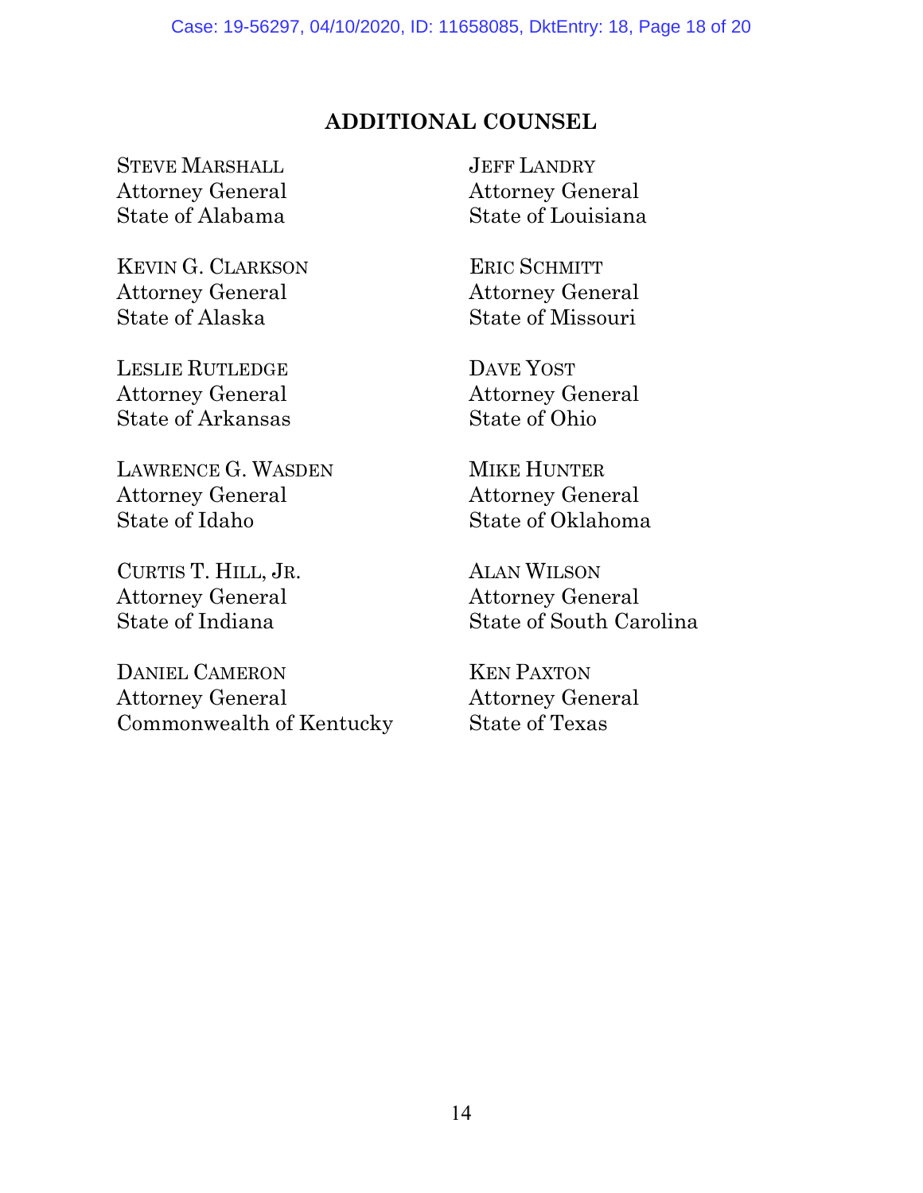## ADDITIONAL COUNSEL

STEVE MARSHALL
Attorney General
State of Alabama

KEVIN G. CLARKSON
Attorney General
State of Alaska

LESLIE RUTLEDGE
Attorney General
State of Arkansas

LAWRENCE G. WASDEN
Attorney General
State of Idaho

CURTIS T. HILL, JR.
Attorney General
State of Indiana

DANIEL CAMERON
Attorney General
Commonwealth of Kentucky

JEFF LANDRY
Attorney General
State of Louisiana

ERIC SCHMITT
Attorney General
State of Missouri

DAVE YOST
Attorney General
State of Ohio

MIKE HUNTER
Attorney General
State of Oklahoma

ALAN WILSON
Attorney General
State of South Carolina

KEN PAXTON
Attorney General
State of Texas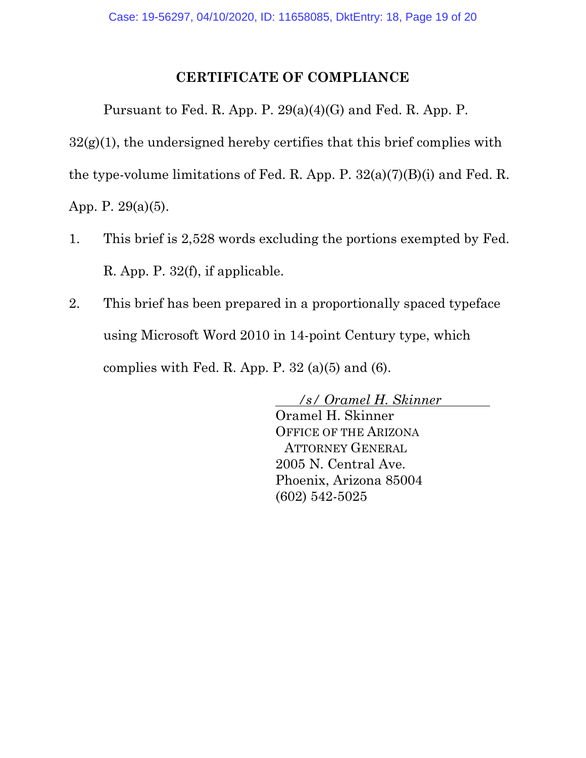## CERTIFICATE OF COMPLIANCE

Pursuant to Fed. R. App. P. 29(a)(4)(G) and Fed. R. App. P. 32(g)(1), the undersigned hereby certifies that this brief complies with the type-volume limitations of Fed. R. App. P. 32(a)(7)(B)(i) and Fed. R. App. P. 29(a)(5).

1. This brief is 2,528 words excluding the portions exempted by Fed. R. App. P. 32(f), if applicable.

2. This brief has been prepared in a proportionally spaced typeface using Microsoft Word 2010 in 14-point Century type, which complies with Fed. R. App. P. 32 (a)(5) and (6).

*/s/ Oramel H. Skinner*
Oramel H. Skinner
OFFICE OF THE ARIZONA ATTORNEY GENERAL
2005 N. Central Ave.
Phoenix, Arizona 85004
(602) 542-5025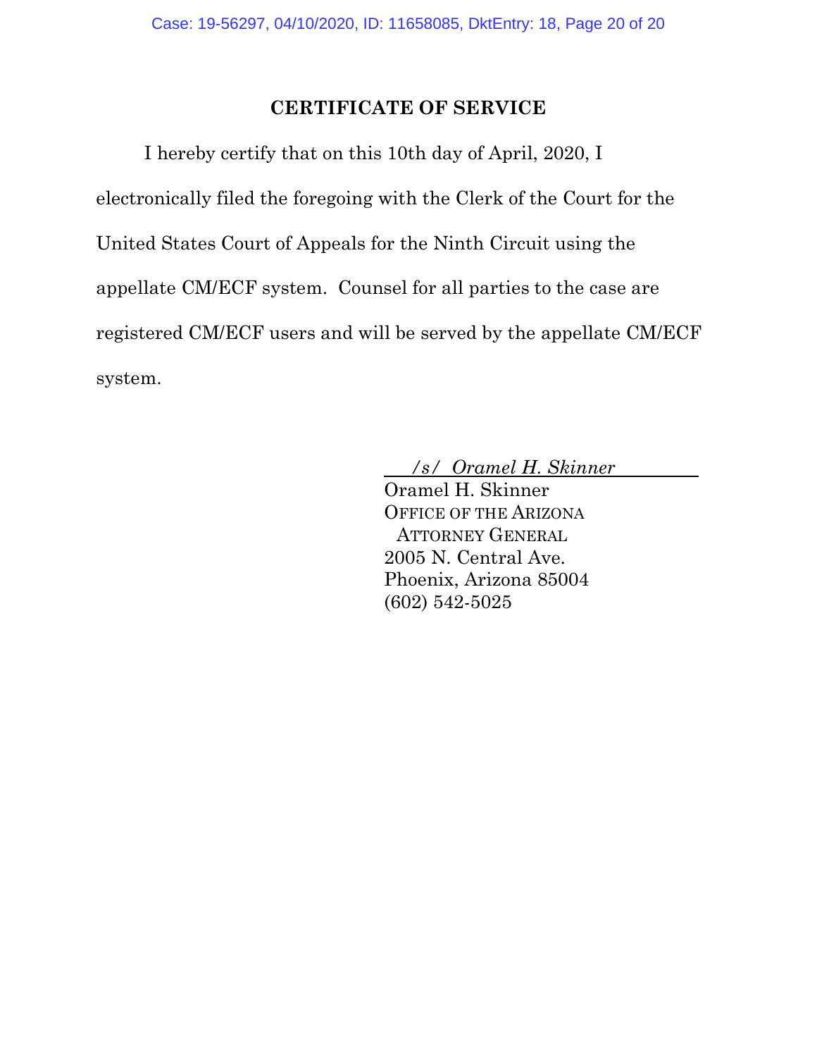## CERTIFICATE OF SERVICE

I hereby certify that on this 10th day of April, 2020, I electronically filed the foregoing with the Clerk of the Court for the United States Court of Appeals for the Ninth Circuit using the appellate CM/ECF system. Counsel for all parties to the case are registered CM/ECF users and will be served by the appellate CM/ECF system.

*/s/ Oramel H. Skinner*
Oramel H. Skinner
OFFICE OF THE ARIZONA ATTORNEY GENERAL
2005 N. Central Ave.
Phoenix, Arizona 85004
(602) 542-5025